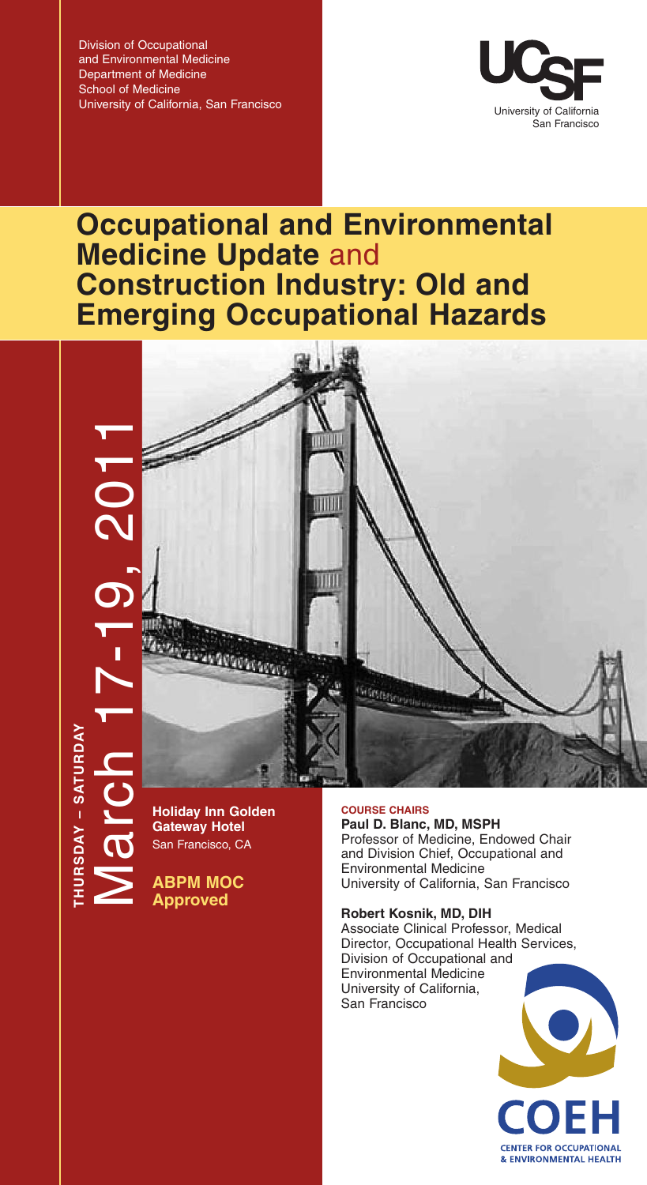Division of Occupational
and Environmental Medicine
Department of Medicine
School of Medicine
University of California, San Francisco

UCSF
University of California
San Francisco

# Occupational and Environmental Medicine Update and Construction Industry: Old and Emerging Occupational Hazards

THURSDAY – SATURDAY

March 17-19, 2011

**Holiday Inn Golden Gateway Hotel**
San Francisco, CA

**ABPM MOC Approved**

**COURSE CHAIRS**

**Paul D. Blanc, MD, MSPH**
Professor of Medicine, Endowed Chair and Division Chief, Occupational and Environmental Medicine
University of California, San Francisco

**Robert Kosnik, MD, DIH**
Associate Clinical Professor, Medical Director, Occupational Health Services, Division of Occupational and Environmental Medicine
University of California, San Francisco

COEH
CENTER FOR OCCUPATIONAL & ENVIRONMENTAL HEALTH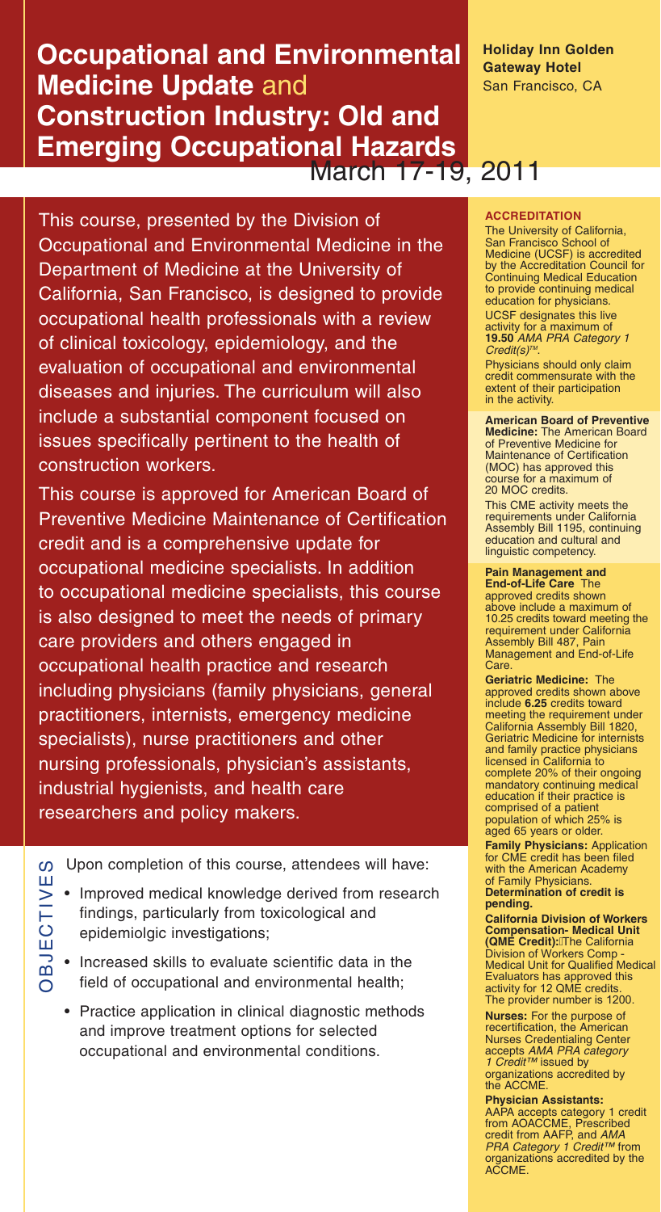# Occupational and Environmental Medicine Update and Construction Industry: Old and Emerging Occupational Hazards

March 17-19, 2011

**Holiday Inn Golden Gateway Hotel**
San Francisco, CA

This course, presented by the Division of Occupational and Environmental Medicine in the Department of Medicine at the University of California, San Francisco, is designed to provide occupational health professionals with a review of clinical toxicology, epidemiology, and the evaluation of occupational and environmental diseases and injuries. The curriculum will also include a substantial component focused on issues specifically pertinent to the health of construction workers.

This course is approved for American Board of Preventive Medicine Maintenance of Certification credit and is a comprehensive update for occupational medicine specialists. In addition to occupational medicine specialists, this course is also designed to meet the needs of primary care providers and others engaged in occupational health practice and research including physicians (family physicians, general practitioners, internists, emergency medicine specialists), nurse practitioners and other nursing professionals, physician's assistants, industrial hygienists, and health care researchers and policy makers.

## OBJECTIVES

Upon completion of this course, attendees will have:

- Improved medical knowledge derived from research findings, particularly from toxicological and epidemiolgic investigations;
- Increased skills to evaluate scientific data in the field of occupational and environmental health;
- Practice application in clinical diagnostic methods and improve treatment options for selected occupational and environmental conditions.

## ACCREDITATION

The University of California, San Francisco School of Medicine (UCSF) is accredited by the Accreditation Council for Continuing Medical Education to provide continuing medical education for physicians.

UCSF designates this live activity for a maximum of **19.50** *AMA PRA Category 1 Credit(s)™*.

Physicians should only claim credit commensurate with the extent of their participation in the activity.

**American Board of Preventive Medicine:** The American Board of Preventive Medicine for Maintenance of Certification (MOC) has approved this course for a maximum of 20 MOC credits.

This CME activity meets the requirements under California Assembly Bill 1195, continuing education and cultural and linguistic competency.

**Pain Management and End-of-Life Care** The approved credits shown above include a maximum of 10.25 credits toward meeting the requirement under California Assembly Bill 487, Pain Management and End-of-Life Care.

**Geriatric Medicine:** The approved credits shown above include **6.25** credits toward meeting the requirement under California Assembly Bill 1820, Geriatric Medicine for internists and family practice physicians licensed in California to complete 20% of their ongoing mandatory continuing medical education if their practice is comprised of a patient population of which 25% is aged 65 years or older.

**Family Physicians:** Application for CME credit has been filed with the American Academy of Family Physicians. **Determination of credit is pending.**

**California Division of Workers Compensation- Medical Unit (QME Credit):** The California Division of Workers Comp - Medical Unit for Qualified Medical Evaluators has approved this activity for 12 QME credits. The provider number is 1200.

**Nurses:** For the purpose of recertification, the American Nurses Credentialing Center accepts *AMA PRA category 1 Credit™* issued by organizations accredited by the ACCME.

**Physician Assistants:** AAPA accepts category 1 credit from AOACCME, Prescribed credit from AAFP, and *AMA PRA Category 1 Credit™* from organizations accredited by the ACCME.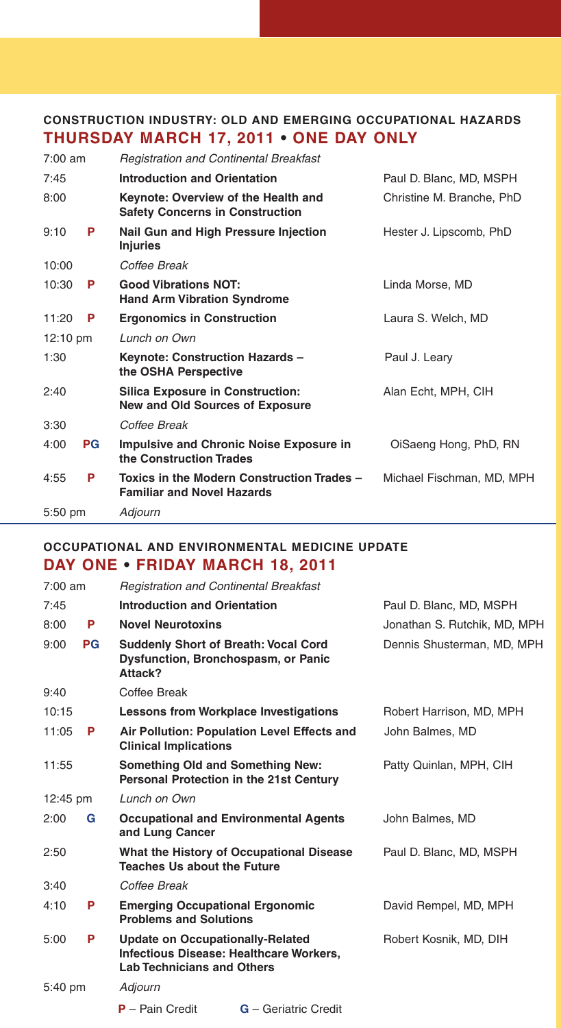## CONSTRUCTION INDUSTRY: OLD AND EMERGING OCCUPATIONAL HAZARDS

### THURSDAY MARCH 17, 2011 • ONE DAY ONLY

| Time | Credit | Session | Speaker |
|---|---|---|---|
| 7:00 am | | *Registration and Continental Breakfast* | |
| 7:45 | | **Introduction and Orientation** | Paul D. Blanc, MD, MSPH |
| 8:00 | | **Keynote: Overview of the Health and Safety Concerns in Construction** | Christine M. Branche, PhD |
| 9:10 | P | **Nail Gun and High Pressure Injection Injuries** | Hester J. Lipscomb, PhD |
| 10:00 | | *Coffee Break* | |
| 10:30 | P | **Good Vibrations NOT: Hand Arm Vibration Syndrome** | Linda Morse, MD |
| 11:20 | P | **Ergonomics in Construction** | Laura S. Welch, MD |
| 12:10 pm | | *Lunch on Own* | |
| 1:30 | | **Keynote: Construction Hazards – the OSHA Perspective** | Paul J. Leary |
| 2:40 | | **Silica Exposure in Construction: New and Old Sources of Exposure** | Alan Echt, MPH, CIH |
| 3:30 | | *Coffee Break* | |
| 4:00 | PG | **Impulsive and Chronic Noise Exposure in the Construction Trades** | OiSaeng Hong, PhD, RN |
| 4:55 | P | **Toxics in the Modern Construction Trades – Familiar and Novel Hazards** | Michael Fischman, MD, MPH |
| 5:50 pm | | *Adjourn* | |

## OCCUPATIONAL AND ENVIRONMENTAL MEDICINE UPDATE

### DAY ONE • FRIDAY MARCH 18, 2011

| Time | Credit | Session | Speaker |
|---|---|---|---|
| 7:00 am | | *Registration and Continental Breakfast* | |
| 7:45 | | **Introduction and Orientation** | Paul D. Blanc, MD, MSPH |
| 8:00 | P | **Novel Neurotoxins** | Jonathan S. Rutchik, MD, MPH |
| 9:00 | PG | **Suddenly Short of Breath: Vocal Cord Dysfunction, Bronchospasm, or Panic Attack?** | Dennis Shusterman, MD, MPH |
| 9:40 | | Coffee Break | |
| 10:15 | | **Lessons from Workplace Investigations** | Robert Harrison, MD, MPH |
| 11:05 | P | **Air Pollution: Population Level Effects and Clinical Implications** | John Balmes, MD |
| 11:55 | | **Something Old and Something New: Personal Protection in the 21st Century** | Patty Quinlan, MPH, CIH |
| 12:45 pm | | *Lunch on Own* | |
| 2:00 | G | **Occupational and Environmental Agents and Lung Cancer** | John Balmes, MD |
| 2:50 | | **What the History of Occupational Disease Teaches Us about the Future** | Paul D. Blanc, MD, MSPH |
| 3:40 | | *Coffee Break* | |
| 4:10 | P | **Emerging Occupational Ergonomic Problems and Solutions** | David Rempel, MD, MPH |
| 5:00 | P | **Update on Occupationally-Related Infectious Disease: Healthcare Workers, Lab Technicians and Others** | Robert Kosnik, MD, DIH |
| 5:40 pm | | *Adjourn* | |

**P** – Pain Credit **G** – Geriatric Credit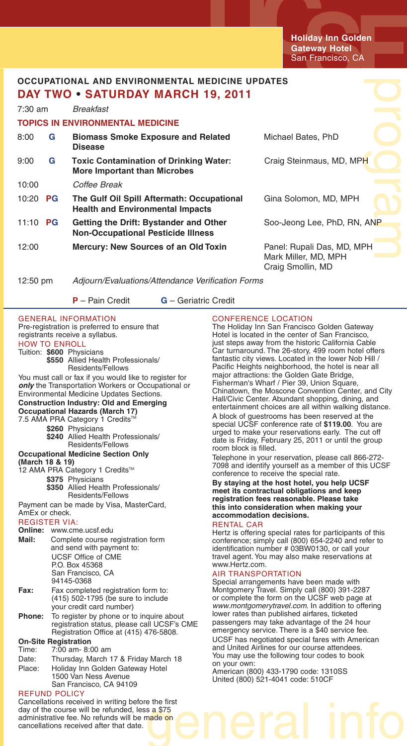Holiday Inn Golden Gateway Hotel
San Francisco, CA

## OCCUPATIONAL AND ENVIRONMENTAL MEDICINE UPDATES

## DAY TWO • SATURDAY MARCH 19, 2011

| Time | Credit | Topic | Speaker |
|---|---|---|---|
| 7:30 am | | *Breakfast* | |
| | | **TOPICS IN ENVIRONMENTAL MEDICINE** | |
| 8:00 | G | **Biomass Smoke Exposure and Related Disease** | Michael Bates, PhD |
| 9:00 | G | **Toxic Contamination of Drinking Water: More Important than Microbes** | Craig Steinmaus, MD, MPH |
| 10:00 | | *Coffee Break* | |
| 10:20 | PG | **The Gulf Oil Spill Aftermath: Occupational Health and Environmental Impacts** | Gina Solomon, MD, MPH |
| 11:10 | PG | **Getting the Drift: Bystander and Other Non-Occupational Pesticide Illness** | Soo-Jeong Lee, PhD, RN, ANP |
| 12:00 | | **Mercury: New Sources of an Old Toxin** | Panel: Rupali Das, MD, MPH; Mark Miller, MD, MPH; Craig Smollin, MD |
| 12:50 pm | | *Adjourn/Evaluations/Attendance Verification Forms* | |

**P** – Pain Credit **G** – Geriatric Credit

### GENERAL INFORMATION

Pre-registration is preferred to ensure that registrants receive a syllabus.

### HOW TO ENROLL

Tuition: **$600** Physicians
**$550** Allied Health Professionals/Residents/Fellows

You must call or fax if you would like to register for ***only*** the Transportation Workers or Occupational or Environmental Medicine Updates Sections.

**Construction Industry: Old and Emerging Occupational Hazards (March 17)**
7.5 AMA PRA Category 1 Credits™
**$260** Physicians
**$240** Allied Health Professionals/Residents/Fellows

**Occupational Medicine Section Only (March 18 & 19)**
12 AMA PRA Category 1 Credits™
**$375** Physicians
**$350** Allied Health Professionals/Residents/Fellows

Payment can be made by Visa, MasterCard, AmEx or check.

### REGISTER VIA:

**Online:** www.cme.ucsf.edu

**Mail:** Complete course registration form and send with payment to:
UCSF Office of CME
P.O. Box 45368
San Francisco, CA
94145-0368

**Fax:** Fax completed registration form to: (415) 502-1795 (be sure to include your credit card number)

**Phone:** To register by phone or to inquire about registration status, please call UCSF's CME Registration Office at (415) 476-5808.

**On-Site Registration**
Time: 7:00 am- 8:00 am
Date: Thursday, March 17 & Friday March 18
Place: Holiday Inn Golden Gateway Hotel
1500 Van Ness Avenue
San Francisco, CA 94109

### REFUND POLICY

Cancellations received in writing before the first day of the course will be refunded, less a $75 administrative fee. No refunds will be made on cancellations received after that date.

### CONFERENCE LOCATION

The Holiday Inn San Francisco Golden Gateway Hotel is located in the center of San Francisco, just steps away from the historic California Cable Car turnaround. The 26-story, 499 room hotel offers fantastic city views. Located in the lower Nob Hill / Pacific Heights neighborhood, the hotel is near all major attractions: the Golden Gate Bridge, Fisherman's Wharf / Pier 39, Union Square, Chinatown, the Moscone Convention Center, and City Hall/Civic Center. Abundant shopping, dining, and entertainment choices are all within walking distance.

A block of guestrooms has been reserved at the special UCSF conference rate of **$119.00**. You are urged to make your reservations early. The cut off date is Friday, February 25, 2011 or until the group room block is filled.

Telephone in your reservation, please call 866-272-7098 and identify yourself as a member of this UCSF conference to receive the special rate.

**By staying at the host hotel, you help UCSF meet its contractual obligations and keep registration fees reasonable. Please take this into consideration when making your accommodation decisions.**

### RENTAL CAR

Hertz is offering special rates for participants of this conference; simply call (800) 654-2240 and refer to identification number # 03BW0130, or call your travel agent. You may also make reservations at www.Hertz.com.

### AIR TRANSPORTATION

Special arrangements have been made with Montgomery Travel. Simply call (800) 391-2287 or complete the form on the UCSF web page at *www.montgomerytravel.com*. In addition to offering lower rates than published airfares, ticketed passengers may take advantage of the 24 hour emergency service. There is a $40 service fee.

UCSF has negotiated special fares with American and United Airlines for our course attendees. You may use the following tour codes to book on your own:
American (800) 433-1790 code: 1310SS
United (800) 521-4041 code: 510CF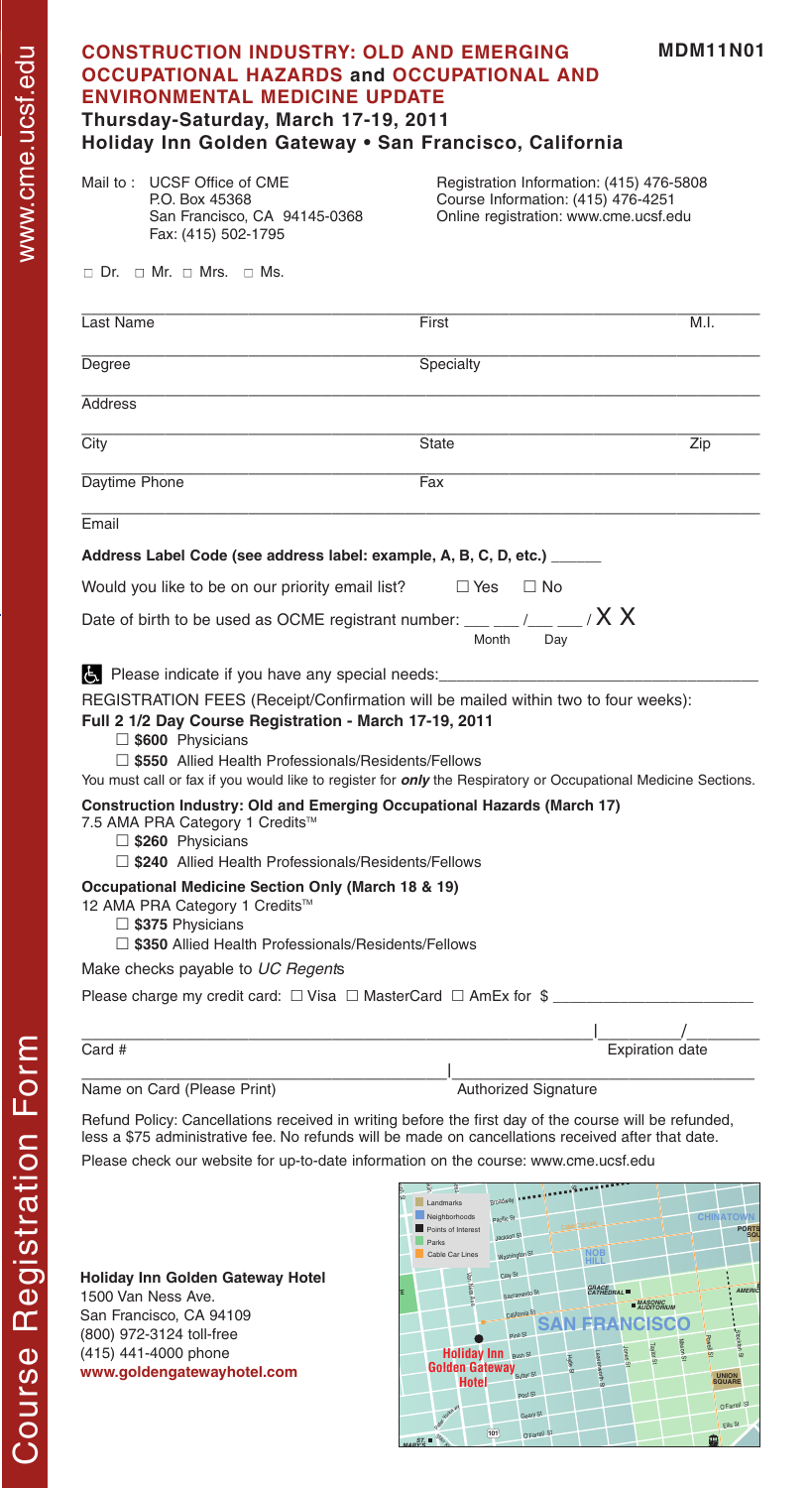## CONSTRUCTION INDUSTRY: OLD AND EMERGING OCCUPATIONAL HAZARDS and OCCUPATIONAL AND ENVIRONMENTAL MEDICINE UPDATE

**MDM11N01**

### Thursday-Saturday, March 17-19, 2011
### Holiday Inn Golden Gateway • San Francisco, California

Mail to : UCSF Office of CME
P.O. Box 45368
San Francisco, CA 94145-0368
Fax: (415) 502-1795

Registration Information: (415) 476-5808
Course Information: (415) 476-4251
Online registration: www.cme.ucsf.edu

☐ Dr. ☐ Mr. ☐ Mrs. ☐ Ms.

Last Name ____________ First ____________ M.I. ____

Degree ____________ Specialty ____________

Address ____________

City ____________ State ____________ Zip ____

Daytime Phone ____________ Fax ____________

Email ____________

**Address Label Code (see address label: example, A, B, C, D, etc.)** ______

Would you like to be on our priority email list? ☐ Yes ☐ No

Date of birth to be used as OCME registrant number: ___ ___ /___ ___ / X X
Month Day

Please indicate if you have any special needs: ____________

REGISTRATION FEES (Receipt/Confirmation will be mailed within two to four weeks):

**Full 2 1/2 Day Course Registration - March 17-19, 2011**

☐ **$600** Physicians
☐ **$550** Allied Health Professionals/Residents/Fellows

You must call or fax if you would like to register for ***only*** the Respiratory or Occupational Medicine Sections.

**Construction Industry: Old and Emerging Occupational Hazards (March 17)**
7.5 AMA PRA Category 1 Credits™

☐ **$260** Physicians
☐ **$240** Allied Health Professionals/Residents/Fellows

**Occupational Medicine Section Only (March 18 & 19)**
12 AMA PRA Category 1 Credits™

☐ **$375** Physicians
☐ **$350** Allied Health Professionals/Residents/Fellows

Make checks payable to *UC Regents*

Please charge my credit card: ☐ Visa ☐ MasterCard ☐ AmEx for $ ____________

Card # ____________ | Expiration date ____/____

Name on Card (Please Print) ____________ | Authorized Signature ____________

Refund Policy: Cancellations received in writing before the first day of the course will be refunded, less a $75 administrative fee. No refunds will be made on cancellations received after that date.

Please check our website for up-to-date information on the course: www.cme.ucsf.edu

**Holiday Inn Golden Gateway Hotel**
1500 Van Ness Ave.
San Francisco, CA 94109
(800) 972-3124 toll-free
(415) 441-4000 phone
**www.goldengatewayhotel.com**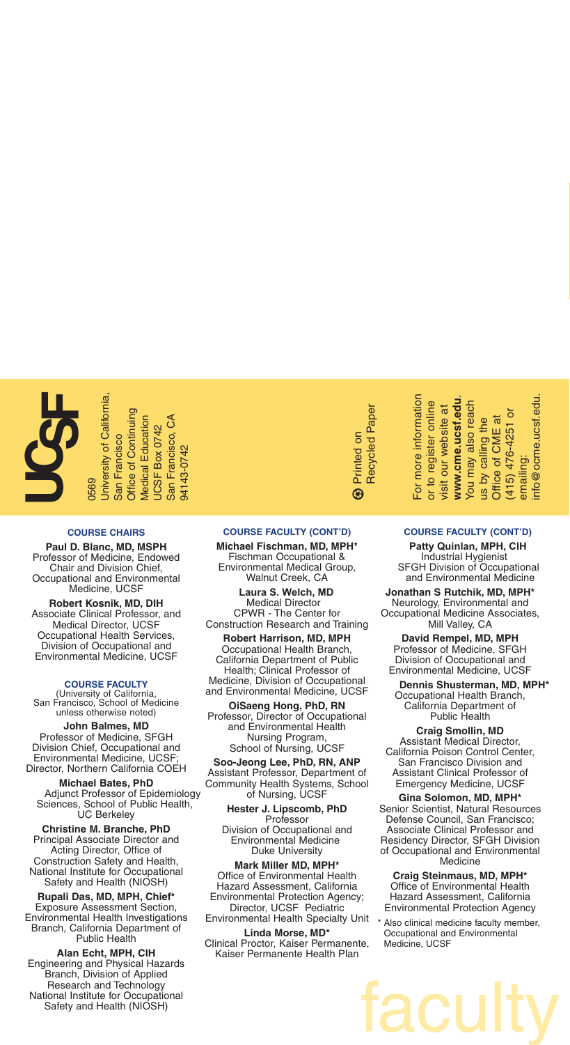0569
University of California, San Francisco
Office of Continuing Medical Education
UCSF Box 0742
San Francisco, CA 94143-0742

Printed on Recycled Paper

For more information or to register online visit our website at **www.cme.ucsf.edu**. You may also reach us by calling the Office of CME at (415) 476-4251 or emailing: info@ocme.ucsf.edu.

### COURSE CHAIRS

**Paul D. Blanc, MD, MSPH**
Professor of Medicine, Endowed Chair and Division Chief, Occupational and Environmental Medicine, UCSF

**Robert Kosnik, MD, DIH**
Associate Clinical Professor, and Medical Director, UCSF Occupational Health Services, Division of Occupational and Environmental Medicine, UCSF

### COURSE FACULTY

(University of California, San Francisco, School of Medicine unless otherwise noted)

**John Balmes, MD**
Professor of Medicine, SFGH Division Chief, Occupational and Environmental Medicine, UCSF; Director, Northern California COEH

**Michael Bates, PhD**
Adjunct Professor of Epidemiology Sciences, School of Public Health, UC Berkeley

**Christine M. Branche, PhD**
Principal Associate Director and Acting Director, Office of Construction Safety and Health, National Institute for Occupational Safety and Health (NIOSH)

**Rupali Das, MD, MPH, Chief***
Exposure Assessment Section, Environmental Health Investigations Branch, California Department of Public Health

**Alan Echt, MPH, CIH**
Engineering and Physical Hazards Branch, Division of Applied Research and Technology National Institute for Occupational Safety and Health (NIOSH)

### COURSE FACULTY (CONT'D)

**Michael Fischman, MD, MPH***
Fischman Occupational & Environmental Medical Group, Walnut Creek, CA

**Laura S. Welch, MD**
Medical Director CPWR - The Center for Construction Research and Training

**Robert Harrison, MD, MPH**
Occupational Health Branch, California Department of Public Health; Clinical Professor of Medicine, Division of Occupational and Environmental Medicine, UCSF

**OiSaeng Hong, PhD, RN**
Professor, Director of Occupational and Environmental Health Nursing Program, School of Nursing, UCSF

**Soo-Jeong Lee, PhD, RN, ANP**
Assistant Professor, Department of Community Health Systems, School of Nursing, UCSF

**Hester J. Lipscomb, PhD**
Professor
Division of Occupational and Environmental Medicine
Duke University

**Mark Miller MD, MPH***
Office of Environmental Health Hazard Assessment, California Environmental Protection Agency; Director, UCSF Pediatric Environmental Health Specialty Unit

**Linda Morse, MD***
Clinical Proctor, Kaiser Permanente, Kaiser Permanente Health Plan

### COURSE FACULTY (CONT'D)

**Patty Quinlan, MPH, CIH**
Industrial Hygienist
SFGH Division of Occupational and Environmental Medicine

**Jonathan S Rutchik, MD, MPH***
Neurology, Environmental and Occupational Medicine Associates, Mill Valley, CA

**David Rempel, MD, MPH**
Professor of Medicine, SFGH Division of Occupational and Environmental Medicine, UCSF

**Dennis Shusterman, MD, MPH***
Occupational Health Branch, California Department of Public Health

**Craig Smollin, MD**
Assistant Medical Director, California Poison Control Center, San Francisco Division and Assistant Clinical Professor of Emergency Medicine, UCSF

**Gina Solomon, MD, MPH***
Senior Scientist, Natural Resources Defense Council, San Francisco; Associate Clinical Professor and Residency Director, SFGH Division of Occupational and Environmental Medicine

**Craig Steinmaus, MD, MPH***
Office of Environmental Health Hazard Assessment, California Environmental Protection Agency

\* Also clinical medicine faculty member, Occupational and Environmental Medicine, UCSF

faculty